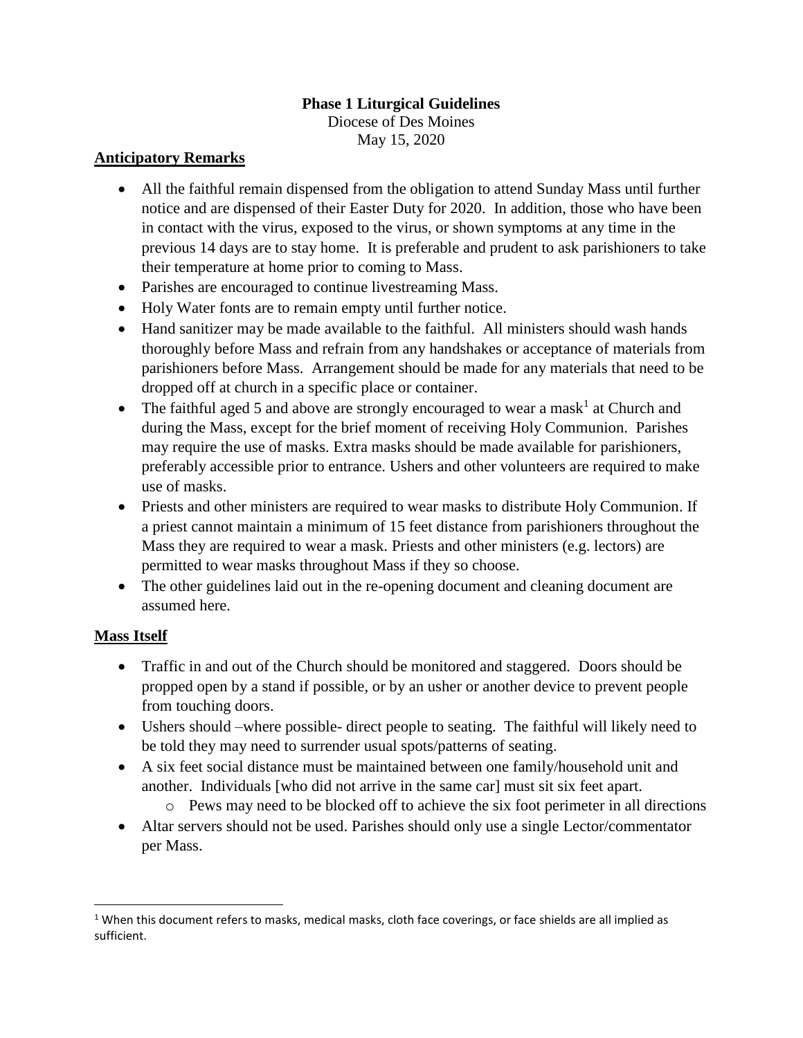**Phase 1 Liturgical Guidelines**

Diocese of Des Moines

May 15, 2020

## Anticipatory Remarks

- All the faithful remain dispensed from the obligation to attend Sunday Mass until further notice and are dispensed of their Easter Duty for 2020. In addition, those who have been in contact with the virus, exposed to the virus, or shown symptoms at any time in the previous 14 days are to stay home. It is preferable and prudent to ask parishioners to take their temperature at home prior to coming to Mass.
- Parishes are encouraged to continue livestreaming Mass.
- Holy Water fonts are to remain empty until further notice.
- Hand sanitizer may be made available to the faithful. All ministers should wash hands thoroughly before Mass and refrain from any handshakes or acceptance of materials from parishioners before Mass. Arrangement should be made for any materials that need to be dropped off at church in a specific place or container.
- The faithful aged 5 and above are strongly encouraged to wear a mask[1] at Church and during the Mass, except for the brief moment of receiving Holy Communion. Parishes may require the use of masks. Extra masks should be made available for parishioners, preferably accessible prior to entrance. Ushers and other volunteers are required to make use of masks.
- Priests and other ministers are required to wear masks to distribute Holy Communion. If a priest cannot maintain a minimum of 15 feet distance from parishioners throughout the Mass they are required to wear a mask. Priests and other ministers (e.g. lectors) are permitted to wear masks throughout Mass if they so choose.
- The other guidelines laid out in the re-opening document and cleaning document are assumed here.

## Mass Itself

- Traffic in and out of the Church should be monitored and staggered. Doors should be propped open by a stand if possible, or by an usher or another device to prevent people from touching doors.
- Ushers should –where possible- direct people to seating. The faithful will likely need to be told they may need to surrender usual spots/patterns of seating.
- A six feet social distance must be maintained between one family/household unit and another. Individuals [who did not arrive in the same car] must sit six feet apart.
    - Pews may need to be blocked off to achieve the six foot perimeter in all directions
- Altar servers should not be used. Parishes should only use a single Lector/commentator per Mass.

[1] When this document refers to masks, medical masks, cloth face coverings, or face shields are all implied as sufficient.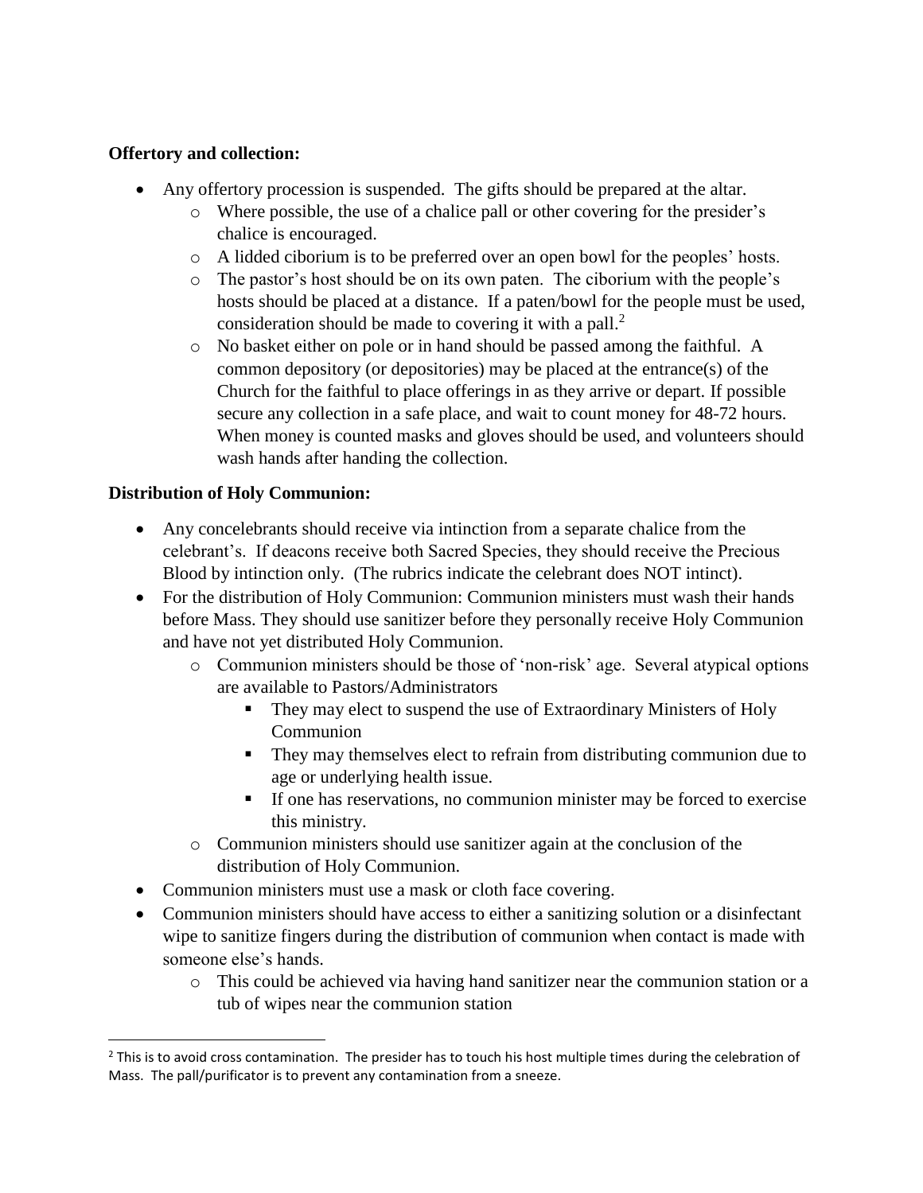**Offertory and collection:**

- Any offertory procession is suspended. The gifts should be prepared at the altar.
  - Where possible, the use of a chalice pall or other covering for the presider's chalice is encouraged.
  - A lidded ciborium is to be preferred over an open bowl for the peoples' hosts.
  - The pastor's host should be on its own paten. The ciborium with the people's hosts should be placed at a distance. If a paten/bowl for the people must be used, consideration should be made to covering it with a pall.[2]
  - No basket either on pole or in hand should be passed among the faithful. A common depository (or depositories) may be placed at the entrance(s) of the Church for the faithful to place offerings in as they arrive or depart. If possible secure any collection in a safe place, and wait to count money for 48-72 hours. When money is counted masks and gloves should be used, and volunteers should wash hands after handing the collection.

**Distribution of Holy Communion:**

- Any concelebrants should receive via intinction from a separate chalice from the celebrant's. If deacons receive both Sacred Species, they should receive the Precious Blood by intinction only. (The rubrics indicate the celebrant does NOT intinct).
- For the distribution of Holy Communion: Communion ministers must wash their hands before Mass. They should use sanitizer before they personally receive Holy Communion and have not yet distributed Holy Communion.
  - Communion ministers should be those of 'non-risk' age. Several atypical options are available to Pastors/Administrators
    - They may elect to suspend the use of Extraordinary Ministers of Holy Communion
    - They may themselves elect to refrain from distributing communion due to age or underlying health issue.
    - If one has reservations, no communion minister may be forced to exercise this ministry.
  - Communion ministers should use sanitizer again at the conclusion of the distribution of Holy Communion.
- Communion ministers must use a mask or cloth face covering.
- Communion ministers should have access to either a sanitizing solution or a disinfectant wipe to sanitize fingers during the distribution of communion when contact is made with someone else's hands.
  - This could be achieved via having hand sanitizer near the communion station or a tub of wipes near the communion station

---

[2] This is to avoid cross contamination. The presider has to touch his host multiple times during the celebration of Mass. The pall/purificator is to prevent any contamination from a sneeze.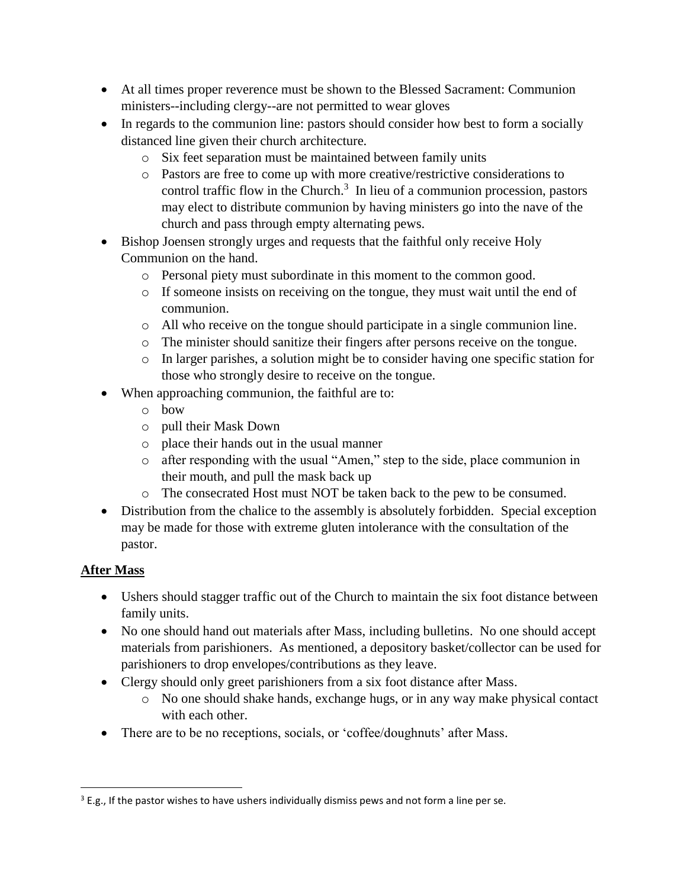- At all times proper reverence must be shown to the Blessed Sacrament: Communion ministers--including clergy--are not permitted to wear gloves
- In regards to the communion line: pastors should consider how best to form a socially distanced line given their church architecture.
    - Six feet separation must be maintained between family units
    - Pastors are free to come up with more creative/restrictive considerations to control traffic flow in the Church.[3] In lieu of a communion procession, pastors may elect to distribute communion by having ministers go into the nave of the church and pass through empty alternating pews.
- Bishop Joensen strongly urges and requests that the faithful only receive Holy Communion on the hand.
    - Personal piety must subordinate in this moment to the common good.
    - If someone insists on receiving on the tongue, they must wait until the end of communion.
    - All who receive on the tongue should participate in a single communion line.
    - The minister should sanitize their fingers after persons receive on the tongue.
    - In larger parishes, a solution might be to consider having one specific station for those who strongly desire to receive on the tongue.
- When approaching communion, the faithful are to:
    - bow
    - pull their Mask Down
    - place their hands out in the usual manner
    - after responding with the usual "Amen," step to the side, place communion in their mouth, and pull the mask back up
    - The consecrated Host must NOT be taken back to the pew to be consumed.
- Distribution from the chalice to the assembly is absolutely forbidden. Special exception may be made for those with extreme gluten intolerance with the consultation of the pastor.

**<u>After Mass</u>**

- Ushers should stagger traffic out of the Church to maintain the six foot distance between family units.
- No one should hand out materials after Mass, including bulletins. No one should accept materials from parishioners. As mentioned, a depository basket/collector can be used for parishioners to drop envelopes/contributions as they leave.
- Clergy should only greet parishioners from a six foot distance after Mass.
    - No one should shake hands, exchange hugs, or in any way make physical contact with each other.
- There are to be no receptions, socials, or 'coffee/doughnuts' after Mass.

---

[3] E.g., If the pastor wishes to have ushers individually dismiss pews and not form a line per se.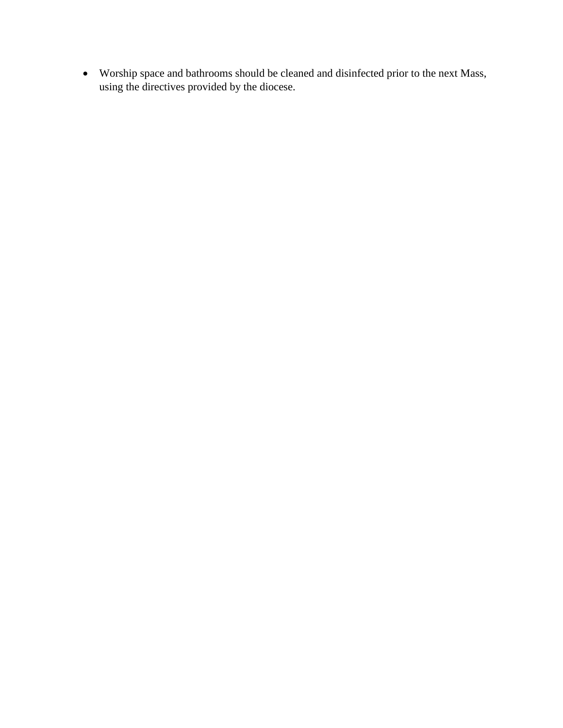- Worship space and bathrooms should be cleaned and disinfected prior to the next Mass, using the directives provided by the diocese.